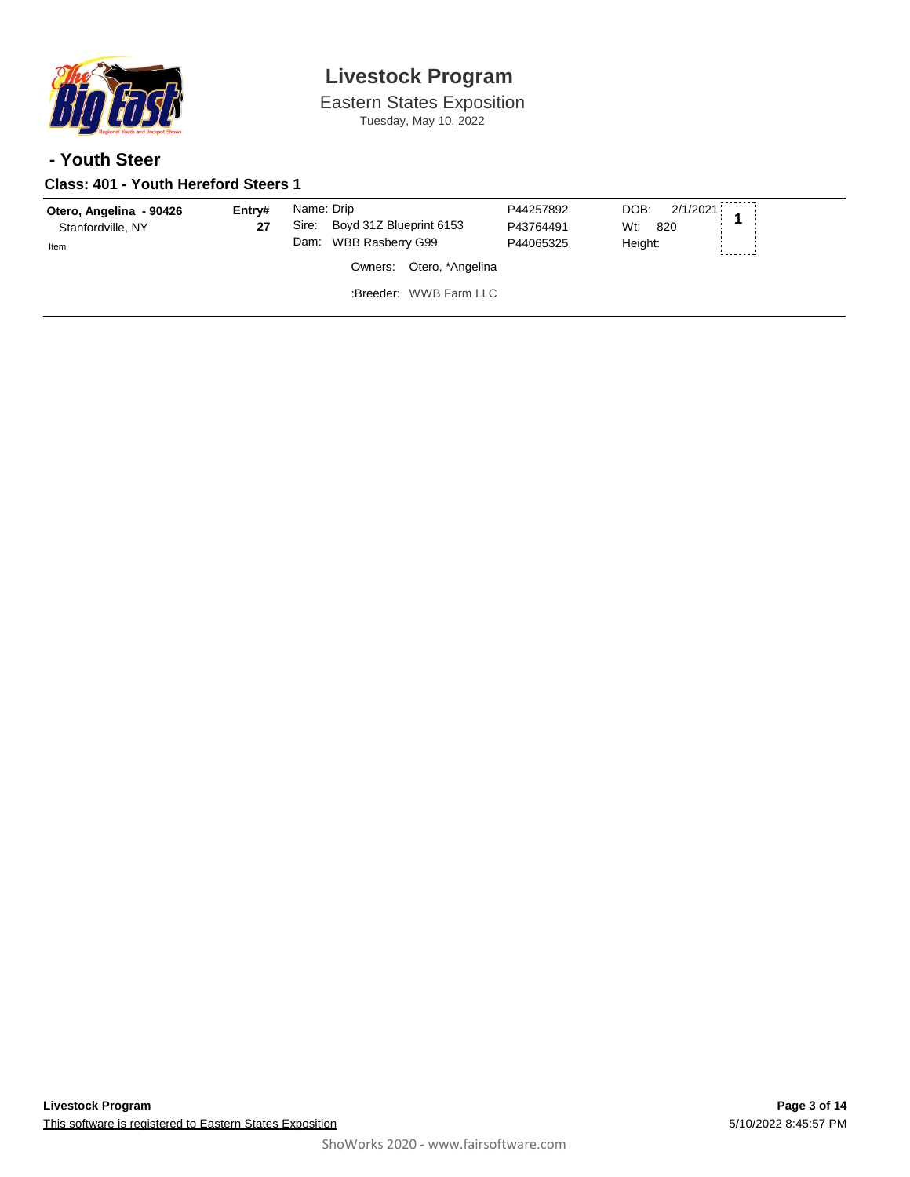# Livestock Program

Eastern States Exposition
Tuesday, May 10, 2022

## - Youth Steer

### Class: 401 - Youth Hereford Steers 1

| Exhibitor | Entry# | Animal | Reg. # | Details | Place |
|---|---|---|---|---|---|
| **Otero, Angelina - 90426** Stanfordville, NY Item | **27** | Name: Drip<br>Sire: Boyd 31Z Blueprint 6153<br>Dam: WBB Rasberry G99<br>Owners: Otero, *Angelina<br>:Breeder: WWB Farm LLC | P44257892<br>P43764491<br>P44065325 | DOB: 2/1/2021<br>Wt: 820<br>Height: | **1** |

**Livestock Program**
This software is registered to Eastern States Exposition

5/10/2022 8:45:57 PM

ShoWorks 2020 - www.fairsoftware.com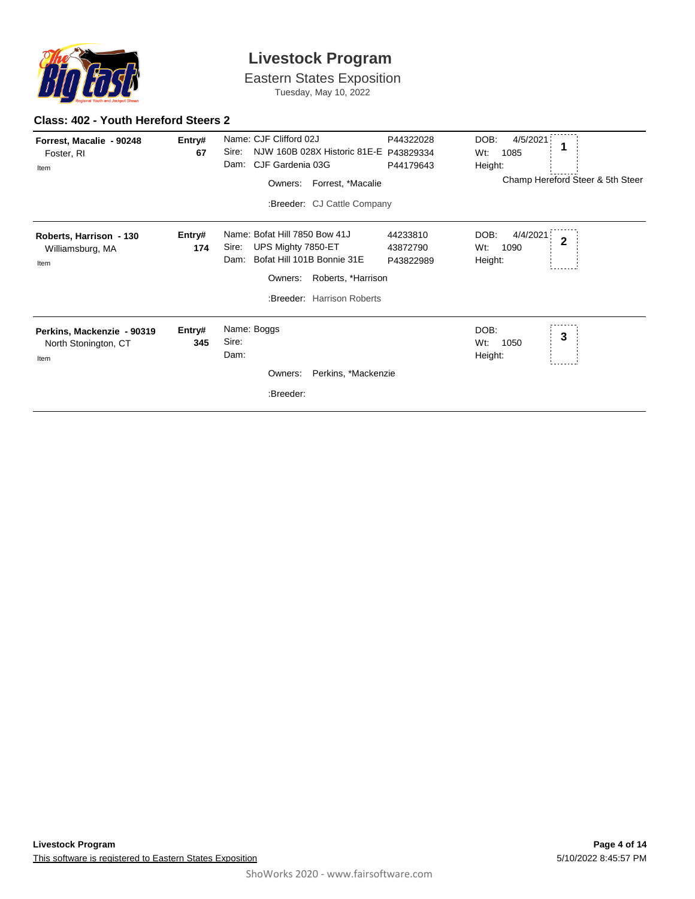# Livestock Program

Eastern States Exposition

Tuesday, May 10, 2022

### Class: 402 - Youth Hereford Steers 2

| Exhibitor | Entry# | Animal | Reg # | Details | Place |
|---|---|---|---|---|---|
| **Forrest, Macalie - 90248**<br>Foster, RI<br>Item | **67** | Name: CJF Clifford 02J<br>Sire: NJW 160B 028X Historic 81E-E<br>Dam: CJF Gardenia 03G<br>Owners: Forrest, *Macalie<br>:Breeder: CJ Cattle Company | P44322028<br>P43829334<br>P44179643 | DOB: 4/5/2021<br>Wt: 1085<br>Height: | **1**<br>Champ Hereford Steer & 5th Steer |
| **Roberts, Harrison - 130**<br>Williamsburg, MA<br>Item | **174** | Name: Bofat Hill 7850 Bow 41J<br>Sire: UPS Mighty 7850-ET<br>Dam: Bofat Hill 101B Bonnie 31E<br>Owners: Roberts, *Harrison<br>:Breeder: Harrison Roberts | 44233810<br>43872790<br>P43822989 | DOB: 4/4/2021<br>Wt: 1090<br>Height: | **2** |
| **Perkins, Mackenzie - 90319**<br>North Stonington, CT<br>Item | **345** | Name: Boggs<br>Sire:<br>Dam:<br>Owners: Perkins, *Mackenzie<br>:Breeder: | | DOB:<br>Wt: 1050<br>Height: | **3** |

**Livestock Program**

This software is registered to Eastern States Exposition

5/10/2022 8:45:57 PM

ShoWorks 2020 - www.fairsoftware.com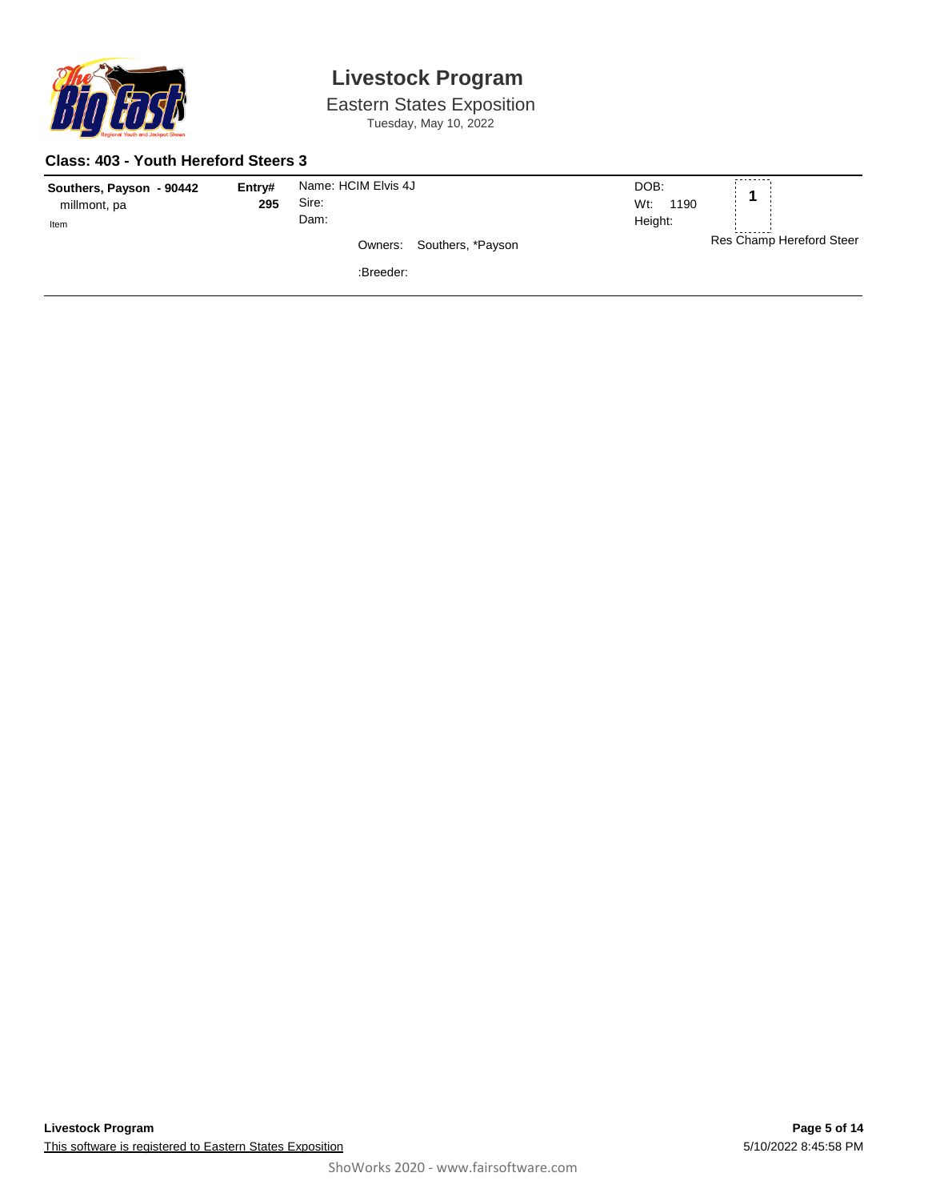# Livestock Program

Eastern States Exposition

Tuesday, May 10, 2022

## Class: 403 - Youth Hereford Steers 3

| Exhibitor | Entry# | Animal | | Place |
|---|---|---|---|---|
| **Southers, Payson - 90442** <br> millmont, pa <br> Item | **295** | Name: HCIM Elvis 4J <br> Sire: <br> Dam: <br> Owners: Southers, *Payson <br> :Breeder: | DOB: <br> Wt: 1190 <br> Height: | **1** <br> Res Champ Hereford Steer |

**Livestock Program**

This software is registered to Eastern States Exposition

5/10/2022 8:45:58 PM

ShoWorks 2020 - www.fairsoftware.com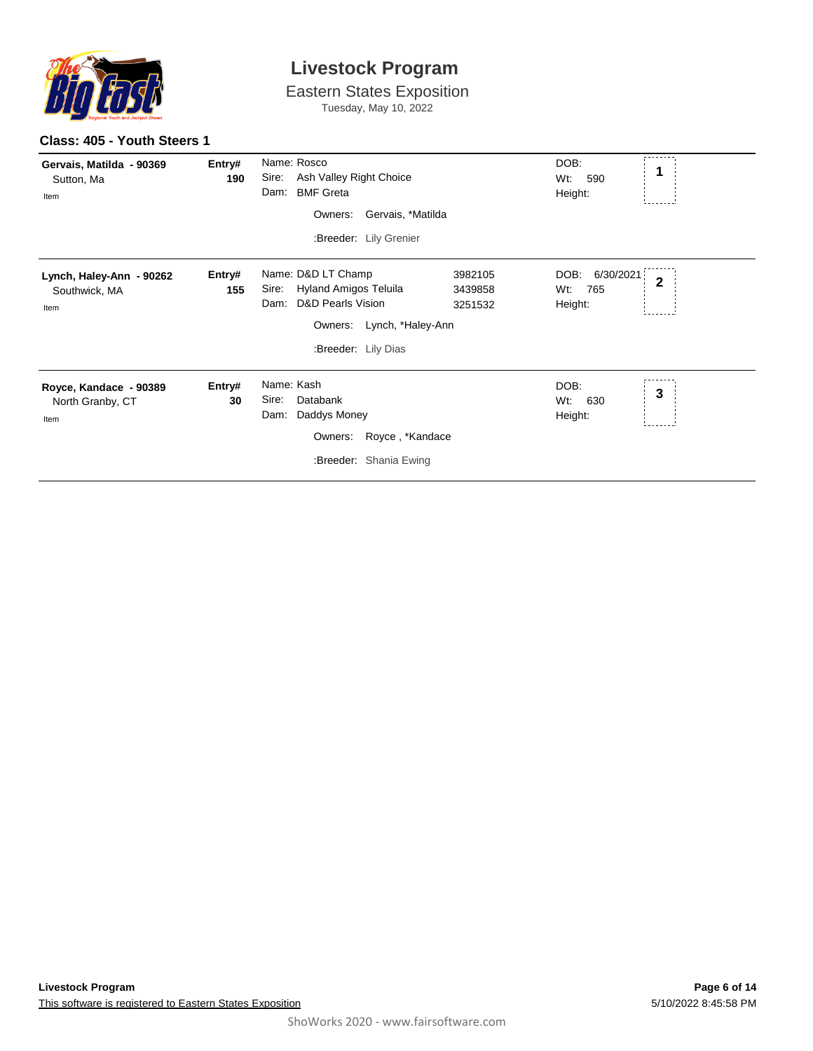# Livestock Program

Eastern States Exposition

Tuesday, May 10, 2022

### Class: 405 - Youth Steers 1

| Exhibitor | Entry# | Animal | Reg. # | DOB / Wt / Height | Place |
|---|---|---|---|---|---|
| **Gervais, Matilda - 90369**<br>Sutton, Ma<br>Item | **190** | Name: Rosco<br>Sire: Ash Valley Right Choice<br>Dam: BMF Greta<br>Owners: Gervais, *Matilda<br>:Breeder: Lily Grenier | | DOB:<br>Wt: 590<br>Height: | **1** |
| **Lynch, Haley-Ann - 90262**<br>Southwick, MA<br>Item | **155** | Name: D&D LT Champ<br>Sire: Hyland Amigos Teluila<br>Dam: D&D Pearls Vision<br>Owners: Lynch, *Haley-Ann<br>:Breeder: Lily Dias | 3982105<br>3439858<br>3251532 | DOB: 6/30/2021<br>Wt: 765<br>Height: | **2** |
| **Royce, Kandace - 90389**<br>North Granby, CT<br>Item | **30** | Name: Kash<br>Sire: Databank<br>Dam: Daddys Money<br>Owners: Royce , *Kandace<br>:Breeder: Shania Ewing | | DOB:<br>Wt: 630<br>Height: | **3** |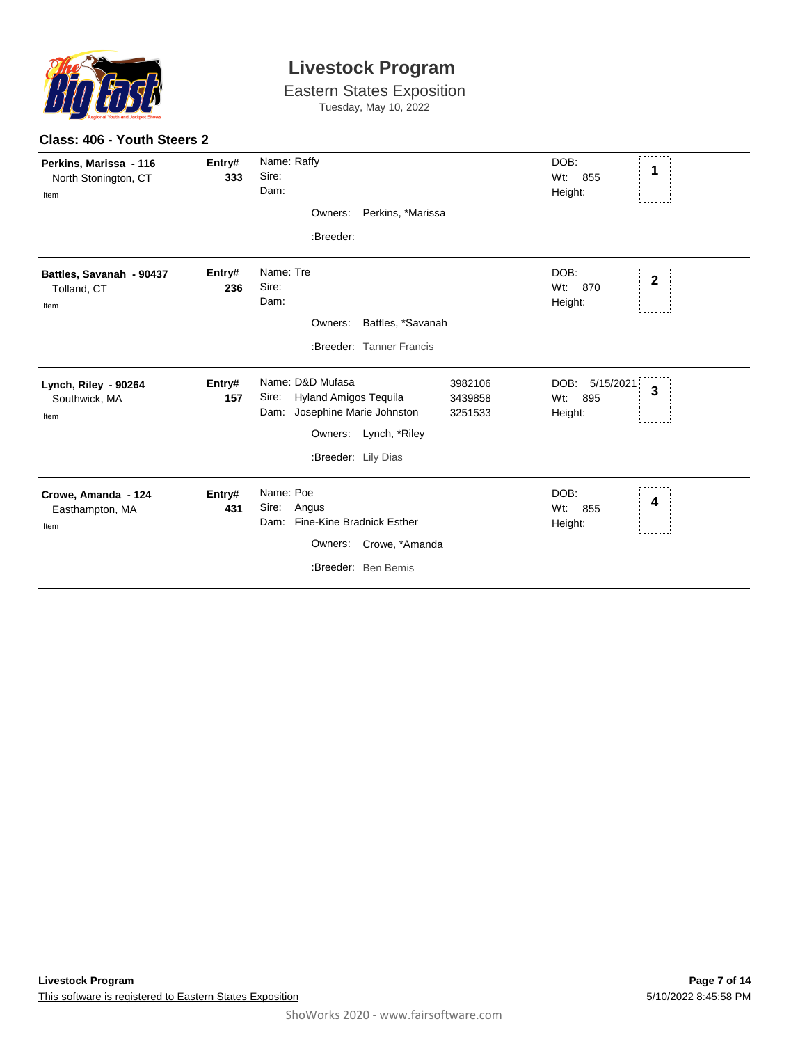# Livestock Program

## Eastern States Exposition

Tuesday, May 10, 2022

### Class: 406 - Youth Steers 2

**Perkins, Marissa - 116**
North Stonington, CT
Item

**Entry# 333**

Name: Raffy
Sire:
Dam:

Owners: Perkins, *Marissa

:Breeder:

DOB:
Wt: 855
Height:

**1**

---

**Battles, Savanah - 90437**
Tolland, CT
Item

**Entry# 236**

Name: Tre
Sire:
Dam:

Owners: Battles, *Savanah

:Breeder: Tanner Francis

DOB:
Wt: 870
Height:

**2**

---

**Lynch, Riley - 90264**
Southwick, MA
Item

**Entry# 157**

Name: D&D Mufasa 3982106
Sire: Hyland Amigos Tequila 3439858
Dam: Josephine Marie Johnston 3251533

Owners: Lynch, *Riley

:Breeder: Lily Dias

DOB: 5/15/2021
Wt: 895
Height:

**3**

---

**Crowe, Amanda - 124**
Easthampton, MA
Item

**Entry# 431**

Name: Poe
Sire: Angus
Dam: Fine-Kine Bradnick Esther

Owners: Crowe, *Amanda

:Breeder: Ben Bemis

DOB:
Wt: 855
Height:

**4**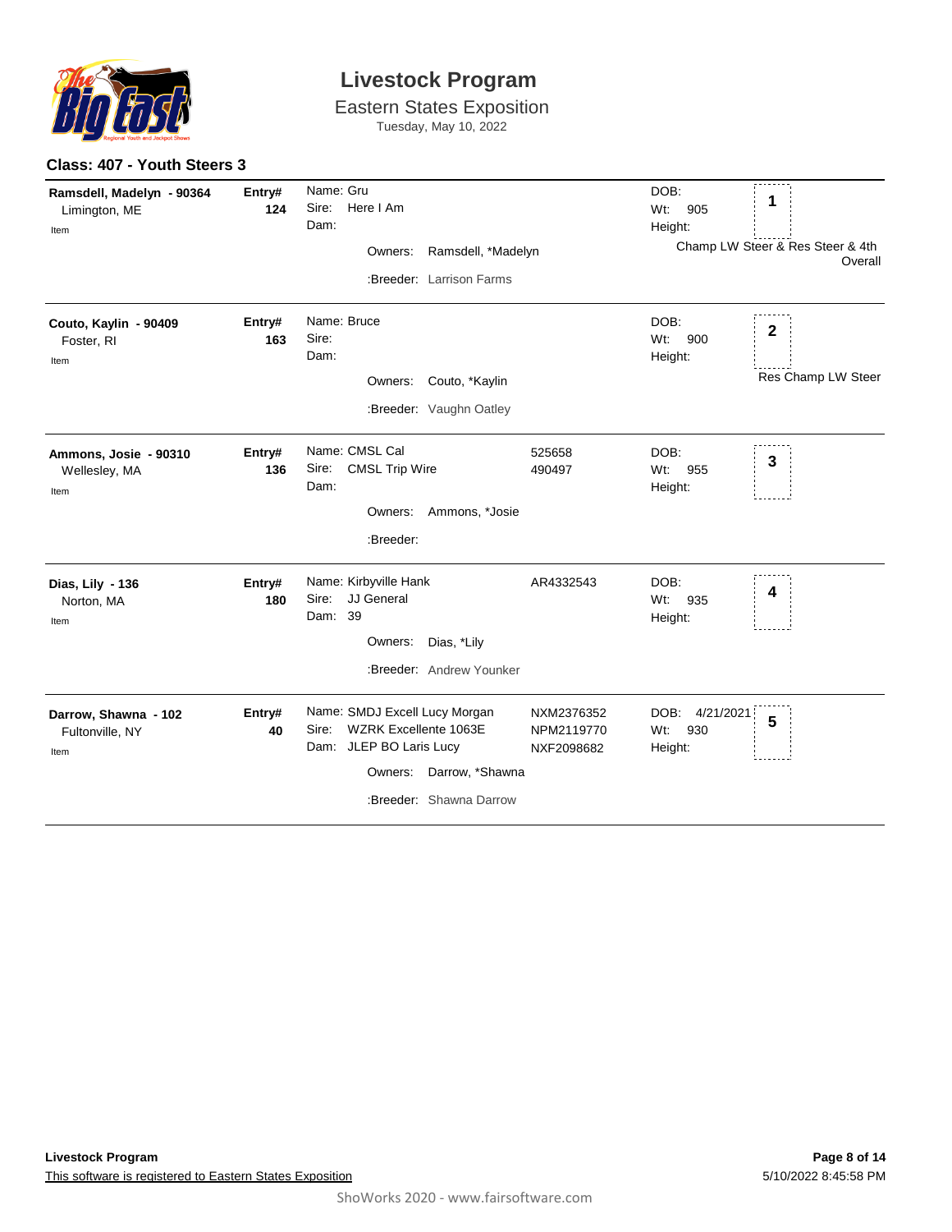# Livestock Program

Eastern States Exposition

Tuesday, May 10, 2022

## Class: 407 - Youth Steers 3

| Exhibitor | Entry# | Animal | Reg# | DOB / Wt / Height | Place |
|---|---|---|---|---|---|
| **Ramsdell, Madelyn - 90364**<br>Limington, ME<br>Item | **124** | Name: Gru<br>Sire: Here I Am<br>Dam:<br>Owners: Ramsdell, *Madelyn<br>:Breeder: Larrison Farms | | DOB:<br>Wt: 905<br>Height: | **1**<br>Champ LW Steer & Res Steer & 4th Overall |
| **Couto, Kaylin - 90409**<br>Foster, RI<br>Item | **163** | Name: Bruce<br>Sire:<br>Dam:<br>Owners: Couto, *Kaylin<br>:Breeder: Vaughn Oatley | | DOB:<br>Wt: 900<br>Height: | **2**<br>Res Champ LW Steer |
| **Ammons, Josie - 90310**<br>Wellesley, MA<br>Item | **136** | Name: CMSL Cal<br>Sire: CMSL Trip Wire<br>Dam:<br>Owners: Ammons, *Josie<br>:Breeder: | 525658<br>490497 | DOB:<br>Wt: 955<br>Height: | **3** |
| **Dias, Lily - 136**<br>Norton, MA<br>Item | **180** | Name: Kirbyville Hank<br>Sire: JJ General<br>Dam: 39<br>Owners: Dias, *Lily<br>:Breeder: Andrew Younker | AR4332543 | DOB:<br>Wt: 935<br>Height: | **4** |
| **Darrow, Shawna - 102**<br>Fultonville, NY<br>Item | **40** | Name: SMDJ Excell Lucy Morgan<br>Sire: WZRK Excellente 1063E<br>Dam: JLEP BO Laris Lucy<br>Owners: Darrow, *Shawna<br>:Breeder: Shawna Darrow | NXM2376352<br>NPM2119770<br>NXF2098682 | DOB: 4/21/2021<br>Wt: 930<br>Height: | **5** |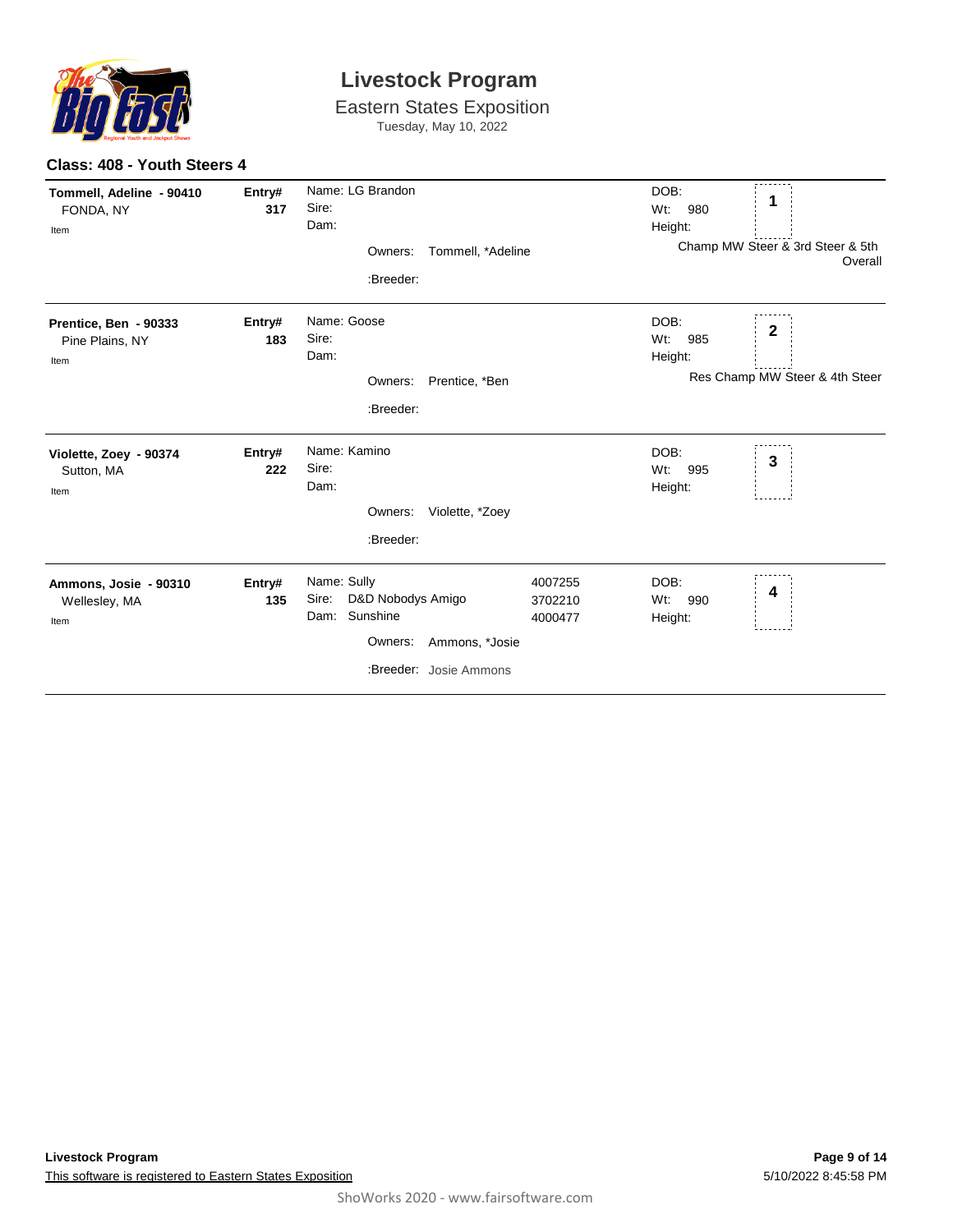# Livestock Program

Eastern States Exposition

Tuesday, May 10, 2022

**Class: 408 - Youth Steers 4**

**Tommell, Adeline - 90410**
FONDA, NY
Item

**Entry# 317**

Name: LG Brandon
Sire:
Dam:
Owners: Tommell, *Adeline
:Breeder:

DOB:
Wt: 980
Height:

**1**

Champ MW Steer & 3rd Steer & 5th Overall

---

**Prentice, Ben - 90333**
Pine Plains, NY
Item

**Entry# 183**

Name: Goose
Sire:
Dam:
Owners: Prentice, *Ben
:Breeder:

DOB:
Wt: 985
Height:

**2**

Res Champ MW Steer & 4th Steer

---

**Violette, Zoey - 90374**
Sutton, MA
Item

**Entry# 222**

Name: Kamino
Sire:
Dam:
Owners: Violette, *Zoey
:Breeder:

DOB:
Wt: 995
Height:

**3**

---

**Ammons, Josie - 90310**
Wellesley, MA
Item

**Entry# 135**

Name: Sully 4007255
Sire: D&D Nobodys Amigo 3702210
Dam: Sunshine 4000477
Owners: Ammons, *Josie
:Breeder: Josie Ammons

DOB:
Wt: 990
Height:

**4**

---

This software is registered to Eastern States Exposition

5/10/2022 8:45:58 PM

ShoWorks 2020 - www.fairsoftware.com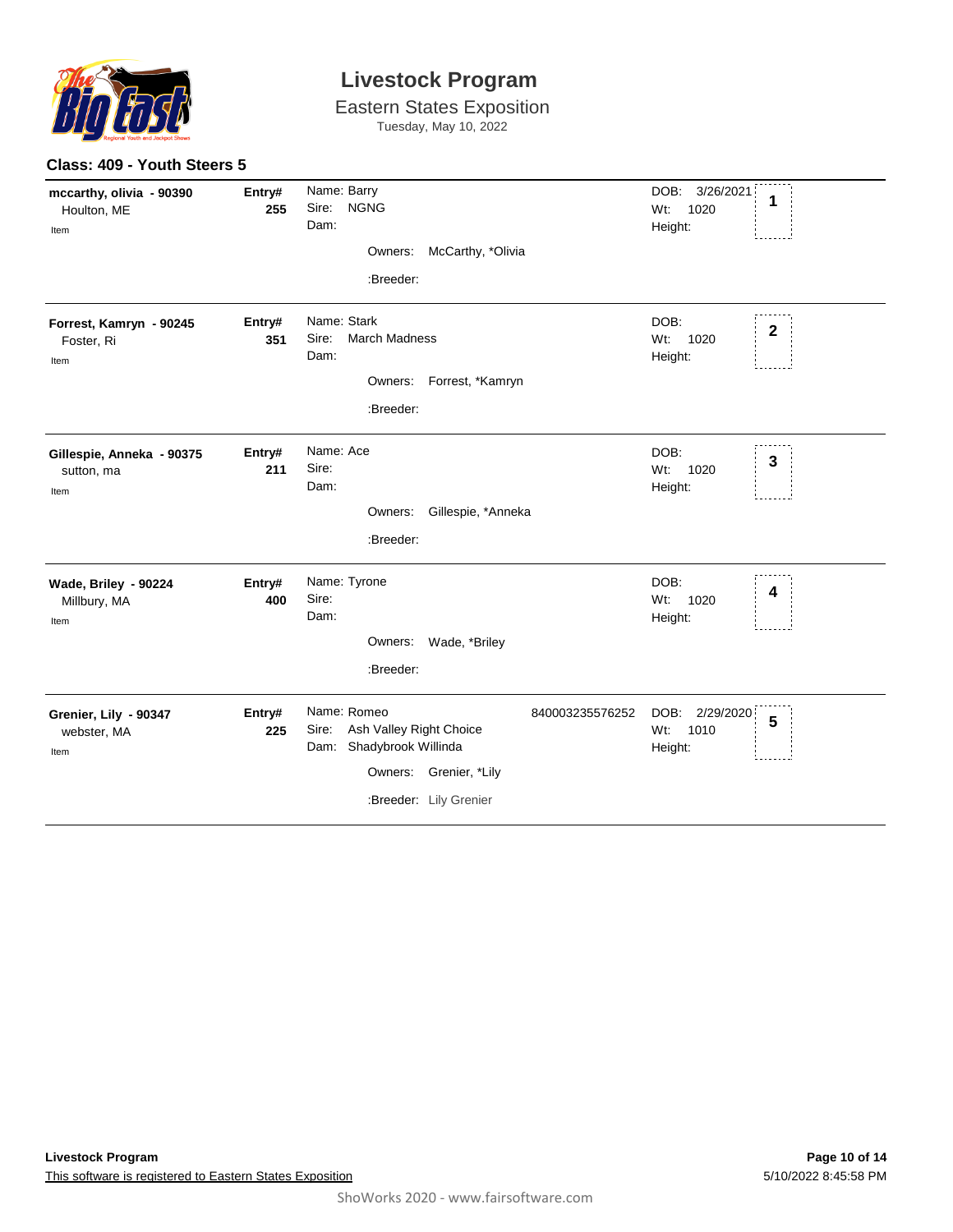# Livestock Program

Eastern States Exposition

Tuesday, May 10, 2022

## Class: 409 - Youth Steers 5

| Exhibitor | Entry# | Animal | DOB / Wt / Height | Place |
|---|---|---|---|---|
| **mccarthy, olivia - 90390**<br>Houlton, ME<br>Item | **255** | Name: Barry<br>Sire: NGNG<br>Dam:<br>Owners: McCarthy, *Olivia<br>:Breeder: | DOB: 3/26/2021<br>Wt: 1020<br>Height: | **1** |
| **Forrest, Kamryn - 90245**<br>Foster, Ri<br>Item | **351** | Name: Stark<br>Sire: March Madness<br>Dam:<br>Owners: Forrest, *Kamryn<br>:Breeder: | DOB:<br>Wt: 1020<br>Height: | **2** |
| **Gillespie, Anneka - 90375**<br>sutton, ma<br>Item | **211** | Name: Ace<br>Sire:<br>Dam:<br>Owners: Gillespie, *Anneka<br>:Breeder: | DOB:<br>Wt: 1020<br>Height: | **3** |
| **Wade, Briley - 90224**<br>Millbury, MA<br>Item | **400** | Name: Tyrone<br>Sire:<br>Dam:<br>Owners: Wade, *Briley<br>:Breeder: | DOB:<br>Wt: 1020<br>Height: | **4** |
| **Grenier, Lily - 90347**<br>webster, MA<br>Item | **225** | Name: Romeo 840003235576252<br>Sire: Ash Valley Right Choice<br>Dam: Shadybrook Willinda<br>Owners: Grenier, *Lily<br>:Breeder: Lily Grenier | DOB: 2/29/2020<br>Wt: 1010<br>Height: | **5** |

**Livestock Program**

This software is registered to Eastern States Exposition

5/10/2022 8:45:58 PM

ShoWorks 2020 - www.fairsoftware.com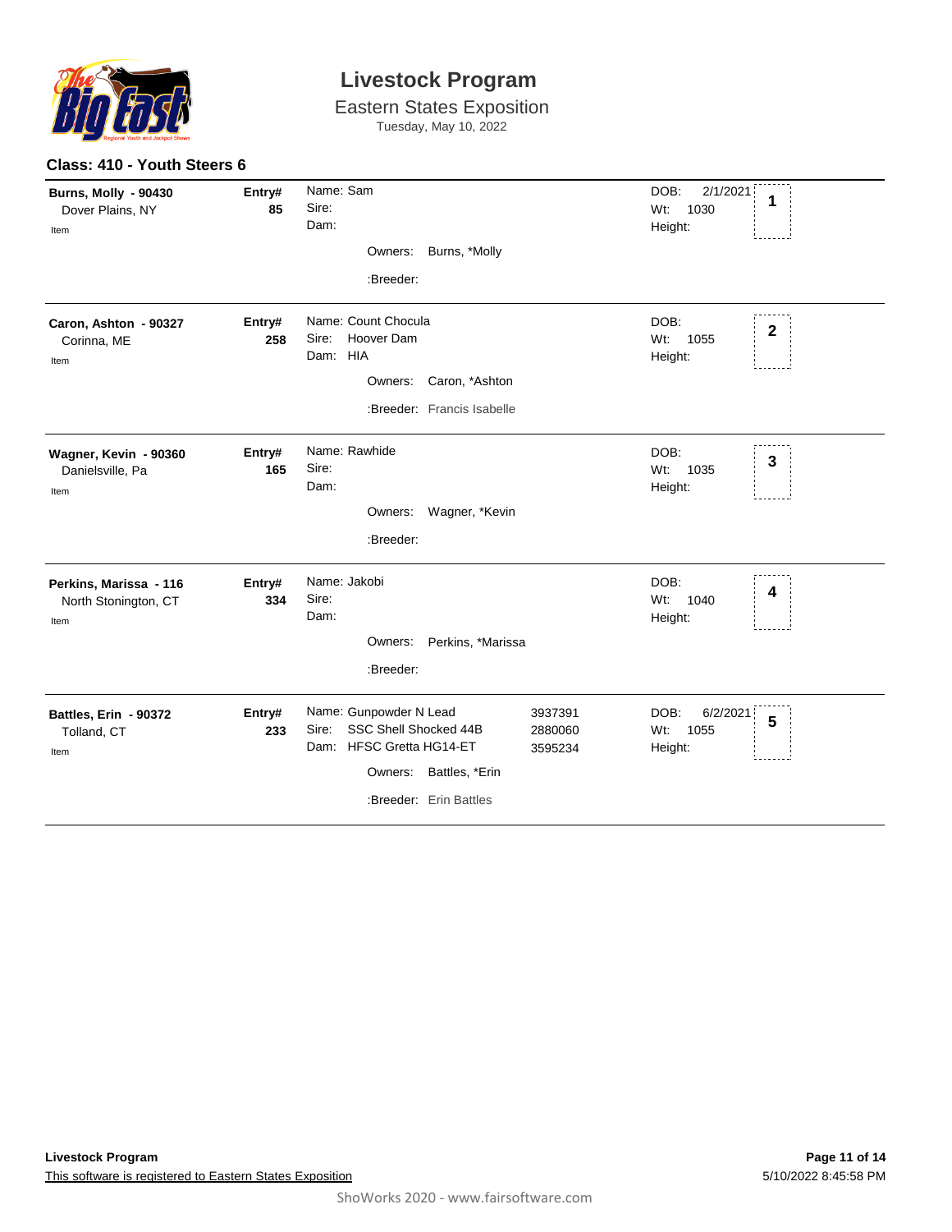# Livestock Program

Eastern States Exposition
Tuesday, May 10, 2022

## Class: 410 - Youth Steers 6

| Exhibitor | Entry# | Animal | | DOB / Wt / Height | Place |
|---|---|---|---|---|---|
| **Burns, Molly - 90430**<br>Dover Plains, NY<br>Item | **85** | Name: Sam<br>Sire:<br>Dam:<br>Owners: Burns, *Molly<br>:Breeder: | | DOB: 2/1/2021<br>Wt: 1030<br>Height: | **1** |
| **Caron, Ashton - 90327**<br>Corinna, ME<br>Item | **258** | Name: Count Chocula<br>Sire: Hoover Dam<br>Dam: HIA<br>Owners: Caron, *Ashton<br>:Breeder: Francis Isabelle | | DOB:<br>Wt: 1055<br>Height: | **2** |
| **Wagner, Kevin - 90360**<br>Danielsville, Pa<br>Item | **165** | Name: Rawhide<br>Sire:<br>Dam:<br>Owners: Wagner, *Kevin<br>:Breeder: | | DOB:<br>Wt: 1035<br>Height: | **3** |
| **Perkins, Marissa - 116**<br>North Stonington, CT<br>Item | **334** | Name: Jakobi<br>Sire:<br>Dam:<br>Owners: Perkins, *Marissa<br>:Breeder: | | DOB:<br>Wt: 1040<br>Height: | **4** |
| **Battles, Erin - 90372**<br>Tolland, CT<br>Item | **233** | Name: Gunpowder N Lead<br>Sire: SSC Shell Shocked 44B<br>Dam: HFSC Gretta HG14-ET<br>Owners: Battles, *Erin<br>:Breeder: Erin Battles | 3937391<br>2880060<br>3595234 | DOB: 6/2/2021<br>Wt: 1055<br>Height: | **5** |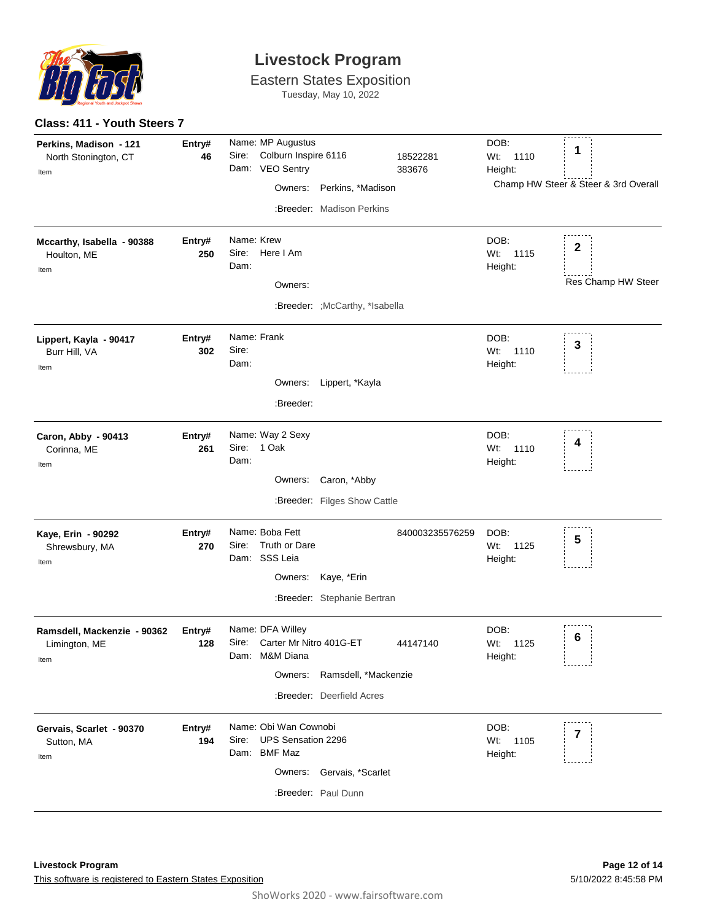# Livestock Program

## Eastern States Exposition

Tuesday, May 10, 2022

### Class: 411 - Youth Steers 7

| Exhibitor | Entry# | Animal | DOB / Wt / Height | Place |
|---|---|---|---|---|
| **Perkins, Madison - 121**<br>North Stonington, CT<br>Item | **46** | Name: MP Augustus<br>Sire: Colburn Inspire 6116 18522281<br>Dam: VEO Sentry 383676<br>Owners: Perkins, *Madison<br>:Breeder: Madison Perkins | DOB:<br>Wt: 1110<br>Height: | **1**<br>Champ HW Steer & Steer & 3rd Overall |
| **Mccarthy, Isabella - 90388**<br>Houlton, ME<br>Item | **250** | Name: Krew<br>Sire: Here I Am<br>Dam:<br>Owners:<br>:Breeder: ;McCarthy, *Isabella | DOB:<br>Wt: 1115<br>Height: | **2**<br>Res Champ HW Steer |
| **Lippert, Kayla - 90417**<br>Burr Hill, VA<br>Item | **302** | Name: Frank<br>Sire:<br>Dam:<br>Owners: Lippert, *Kayla<br>:Breeder: | DOB:<br>Wt: 1110<br>Height: | **3** |
| **Caron, Abby - 90413**<br>Corinna, ME<br>Item | **261** | Name: Way 2 Sexy<br>Sire: 1 Oak<br>Dam:<br>Owners: Caron, *Abby<br>:Breeder: Filges Show Cattle | DOB:<br>Wt: 1110<br>Height: | **4** |
| **Kaye, Erin - 90292**<br>Shrewsbury, MA<br>Item | **270** | Name: Boba Fett 840003235576259<br>Sire: Truth or Dare<br>Dam: SSS Leia<br>Owners: Kaye, *Erin<br>:Breeder: Stephanie Bertran | DOB:<br>Wt: 1125<br>Height: | **5** |
| **Ramsdell, Mackenzie - 90362**<br>Limington, ME<br>Item | **128** | Name: DFA Willey<br>Sire: Carter Mr Nitro 401G-ET 44147140<br>Dam: M&M Diana<br>Owners: Ramsdell, *Mackenzie<br>:Breeder: Deerfield Acres | DOB:<br>Wt: 1125<br>Height: | **6** |
| **Gervais, Scarlet - 90370**<br>Sutton, MA<br>Item | **194** | Name: Obi Wan Cownobi<br>Sire: UPS Sensation 2296<br>Dam: BMF Maz<br>Owners: Gervais, *Scarlet<br>:Breeder: Paul Dunn | DOB:<br>Wt: 1105<br>Height: | **7** |

**Livestock Program**

This software is registered to Eastern States Exposition

5/10/2022 8:45:58 PM

ShoWorks 2020 - www.fairsoftware.com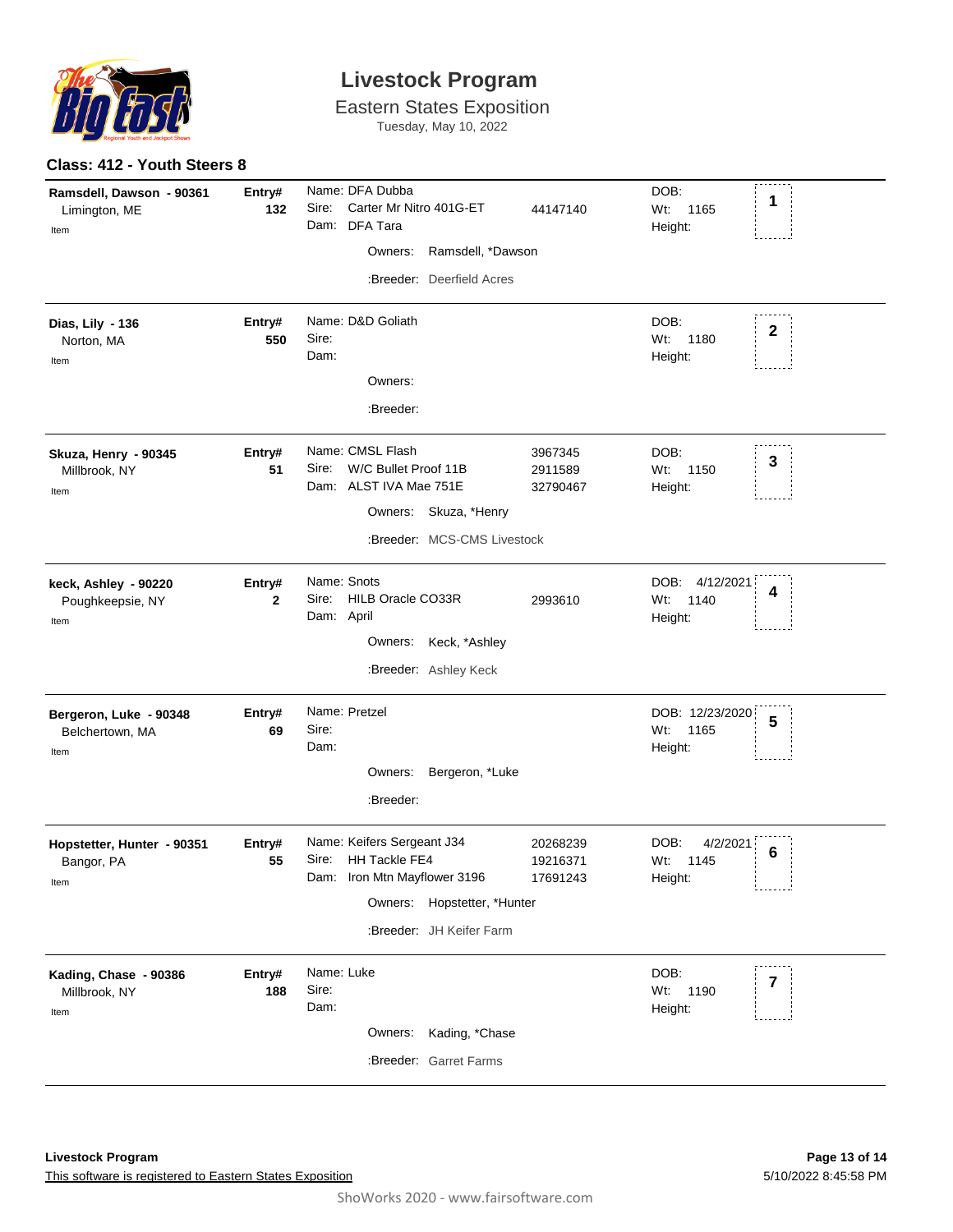# Livestock Program

Eastern States Exposition
Tuesday, May 10, 2022

## Class: 412 - Youth Steers 8

| Exhibitor | Entry# | Animal | Reg# | DOB / Wt / Height | Place |
|---|---|---|---|---|---|
| **Ramsdell, Dawson - 90361**<br>Limington, ME<br>Item | **132** | Name: DFA Dubba<br>Sire: Carter Mr Nitro 401G-ET<br>Dam: DFA Tara<br>Owners: Ramsdell, *Dawson<br>:Breeder: Deerfield Acres | <br>44147140 | DOB:<br>Wt: 1165<br>Height: | 1 |
| **Dias, Lily - 136**<br>Norton, MA<br>Item | **550** | Name: D&D Goliath<br>Sire:<br>Dam:<br>Owners:<br>:Breeder: | | DOB:<br>Wt: 1180<br>Height: | 2 |
| **Skuza, Henry - 90345**<br>Millbrook, NY<br>Item | **51** | Name: CMSL Flash<br>Sire: W/C Bullet Proof 11B<br>Dam: ALST IVA Mae 751E<br>Owners: Skuza, *Henry<br>:Breeder: MCS-CMS Livestock | 3967345<br>2911589<br>32790467 | DOB:<br>Wt: 1150<br>Height: | 3 |
| **keck, Ashley - 90220**<br>Poughkeepsie, NY<br>Item | **2** | Name: Snots<br>Sire: HILB Oracle CO33R<br>Dam: April<br>Owners: Keck, *Ashley<br>:Breeder: Ashley Keck | <br>2993610 | DOB: 4/12/2021<br>Wt: 1140<br>Height: | 4 |
| **Bergeron, Luke - 90348**<br>Belchertown, MA<br>Item | **69** | Name: Pretzel<br>Sire:<br>Dam:<br>Owners: Bergeron, *Luke<br>:Breeder: | | DOB: 12/23/2020<br>Wt: 1165<br>Height: | 5 |
| **Hopstetter, Hunter - 90351**<br>Bangor, PA<br>Item | **55** | Name: Keifers Sergeant J34<br>Sire: HH Tackle FE4<br>Dam: Iron Mtn Mayflower 3196<br>Owners: Hopstetter, *Hunter<br>:Breeder: JH Keifer Farm | 20268239<br>19216371<br>17691243 | DOB: 4/2/2021<br>Wt: 1145<br>Height: | 6 |
| **Kading, Chase - 90386**<br>Millbrook, NY<br>Item | **188** | Name: Luke<br>Sire:<br>Dam:<br>Owners: Kading, *Chase<br>:Breeder: Garret Farms | | DOB:<br>Wt: 1190<br>Height: | 7 |

**Livestock Program**
This software is registered to Eastern States Exposition

5/10/2022 8:45:58 PM

ShoWorks 2020 - www.fairsoftware.com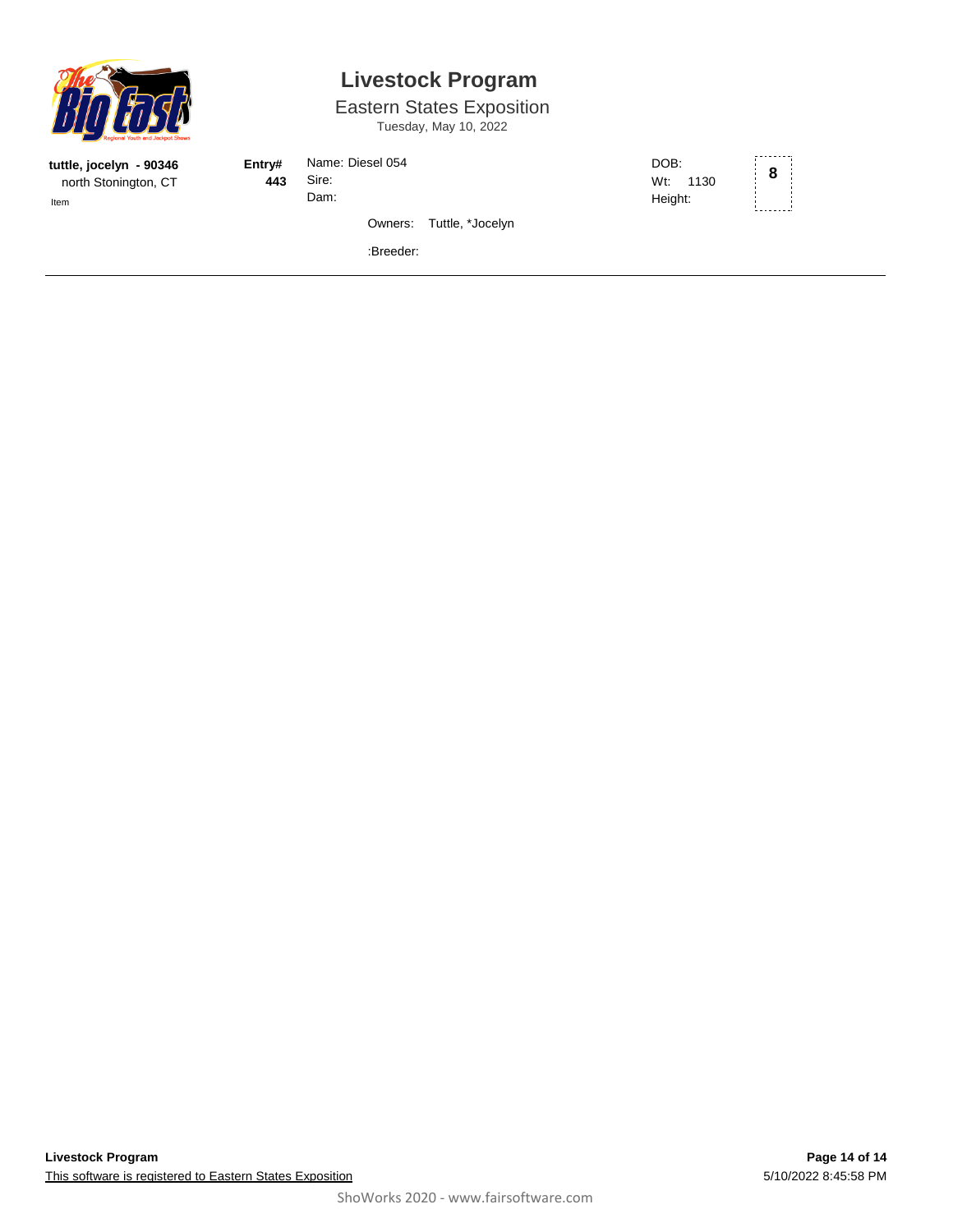# Livestock Program

Eastern States Exposition

Tuesday, May 10, 2022

**tuttle, jocelyn - 90346**
north Stonington, CT
Item

**Entry#**
**443**

Name: Diesel 054
Sire:
Dam:

Owners: Tuttle, *Jocelyn

:Breeder:

DOB:
Wt: 1130
Height:

**8**

---

**Livestock Program**
This software is registered to Eastern States Exposition

5/10/2022 8:45:58 PM

ShoWorks 2020 - www.fairsoftware.com